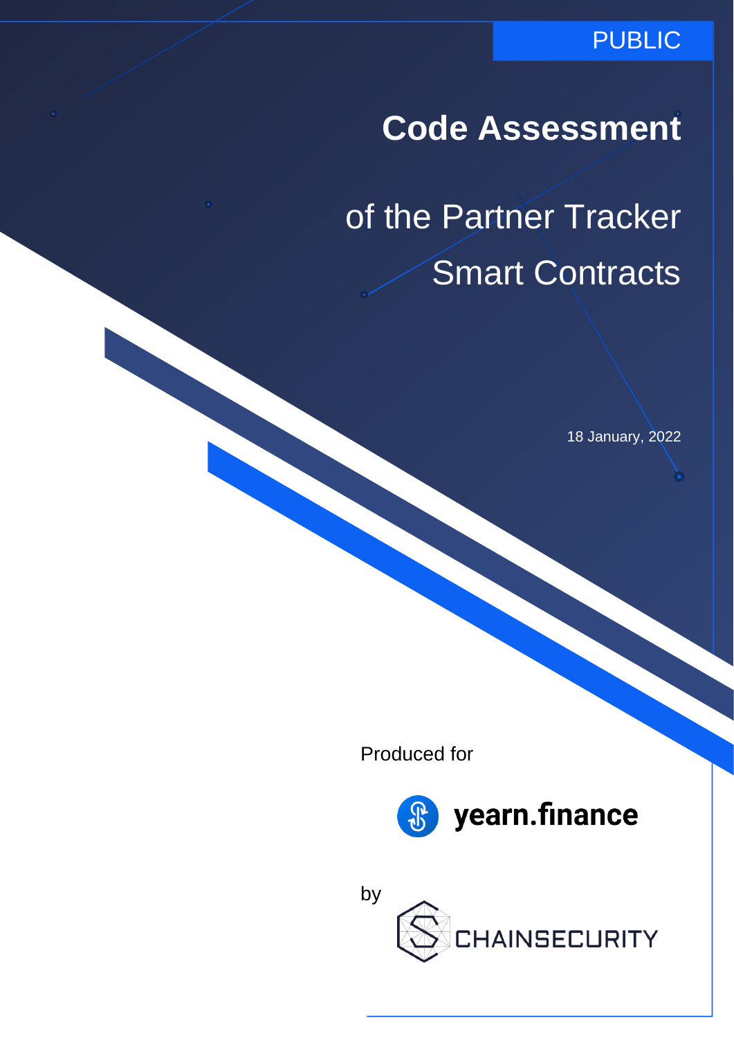PUBLIC

# Code Assessment

## of the Partner Tracker Smart Contracts

18 January, 2022

Produced for

yearn.finance

by

CHAINSECURITY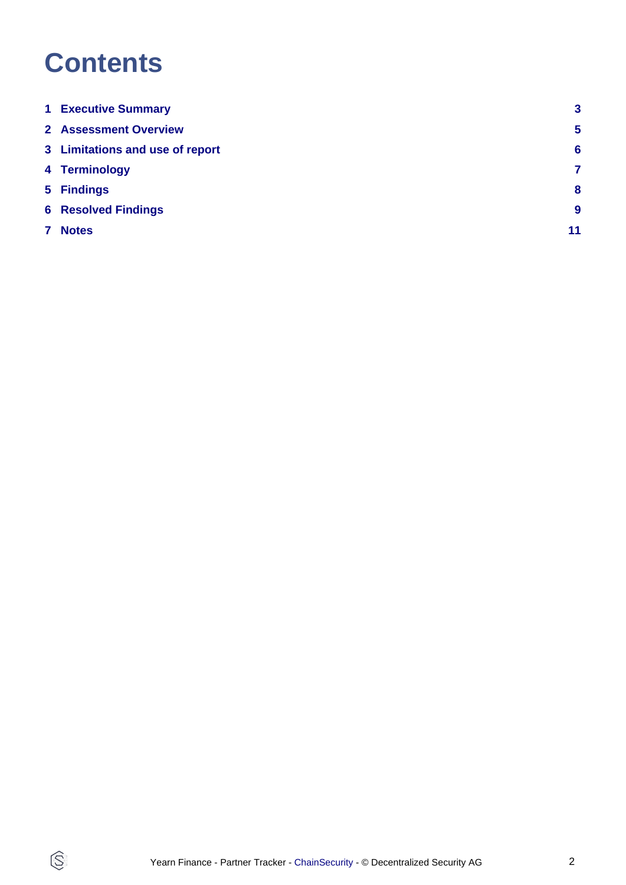# Contents

| | | |
|---|---|---|
| 1 | **Executive Summary** | 3 |
| 2 | **Assessment Overview** | 5 |
| 3 | **Limitations and use of report** | 6 |
| 4 | **Terminology** | 7 |
| 5 | **Findings** | 8 |
| 6 | **Resolved Findings** | 9 |
| 7 | **Notes** | 11 |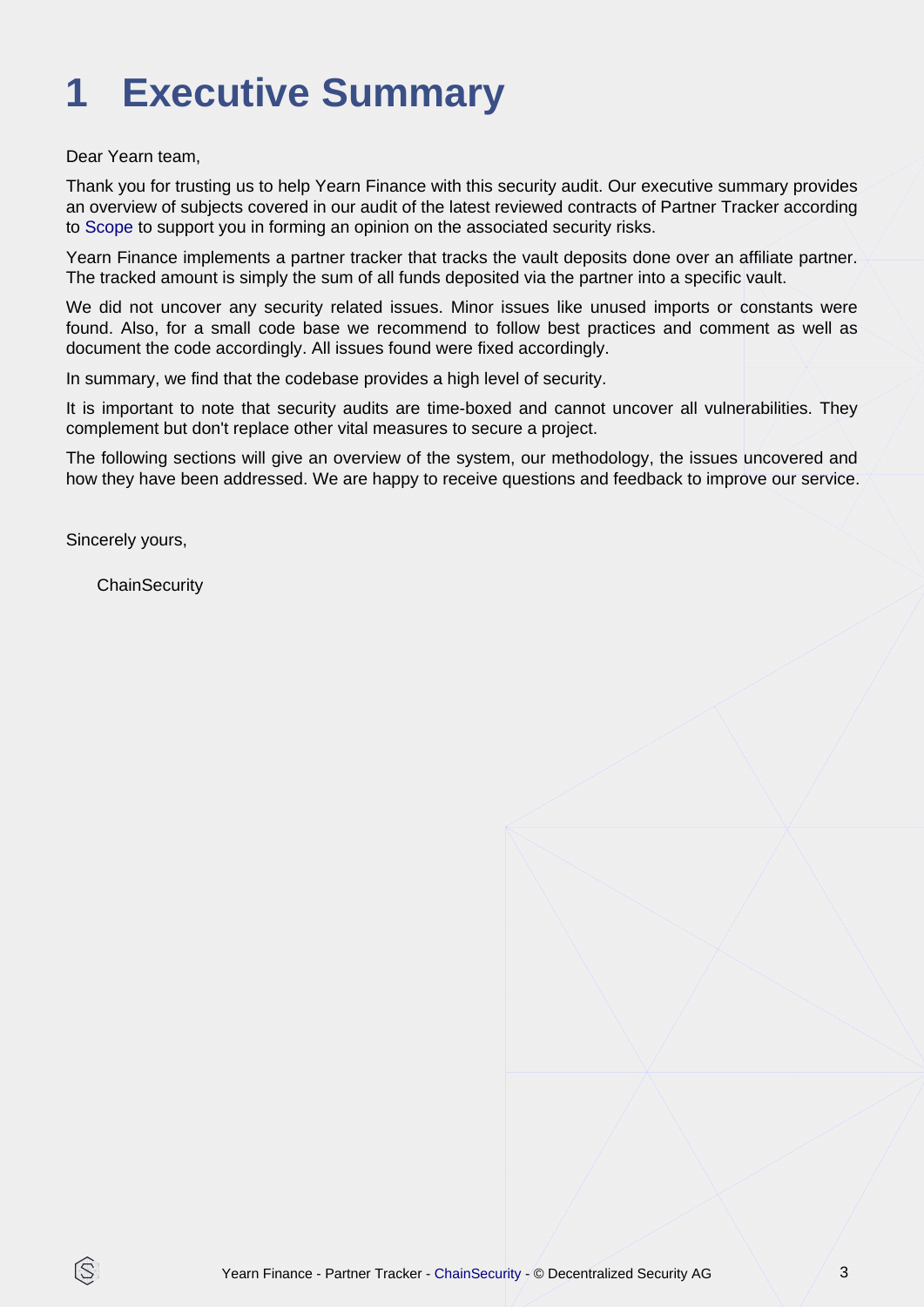# 1 Executive Summary

Dear Yearn team,

Thank you for trusting us to help Yearn Finance with this security audit. Our executive summary provides an overview of subjects covered in our audit of the latest reviewed contracts of Partner Tracker according to Scope to support you in forming an opinion on the associated security risks.

Yearn Finance implements a partner tracker that tracks the vault deposits done over an affiliate partner. The tracked amount is simply the sum of all funds deposited via the partner into a specific vault.

We did not uncover any security related issues. Minor issues like unused imports or constants were found. Also, for a small code base we recommend to follow best practices and comment as well as document the code accordingly. All issues found were fixed accordingly.

In summary, we find that the codebase provides a high level of security.

It is important to note that security audits are time-boxed and cannot uncover all vulnerabilities. They complement but don't replace other vital measures to secure a project.

The following sections will give an overview of the system, our methodology, the issues uncovered and how they have been addressed. We are happy to receive questions and feedback to improve our service.

Sincerely yours,

ChainSecurity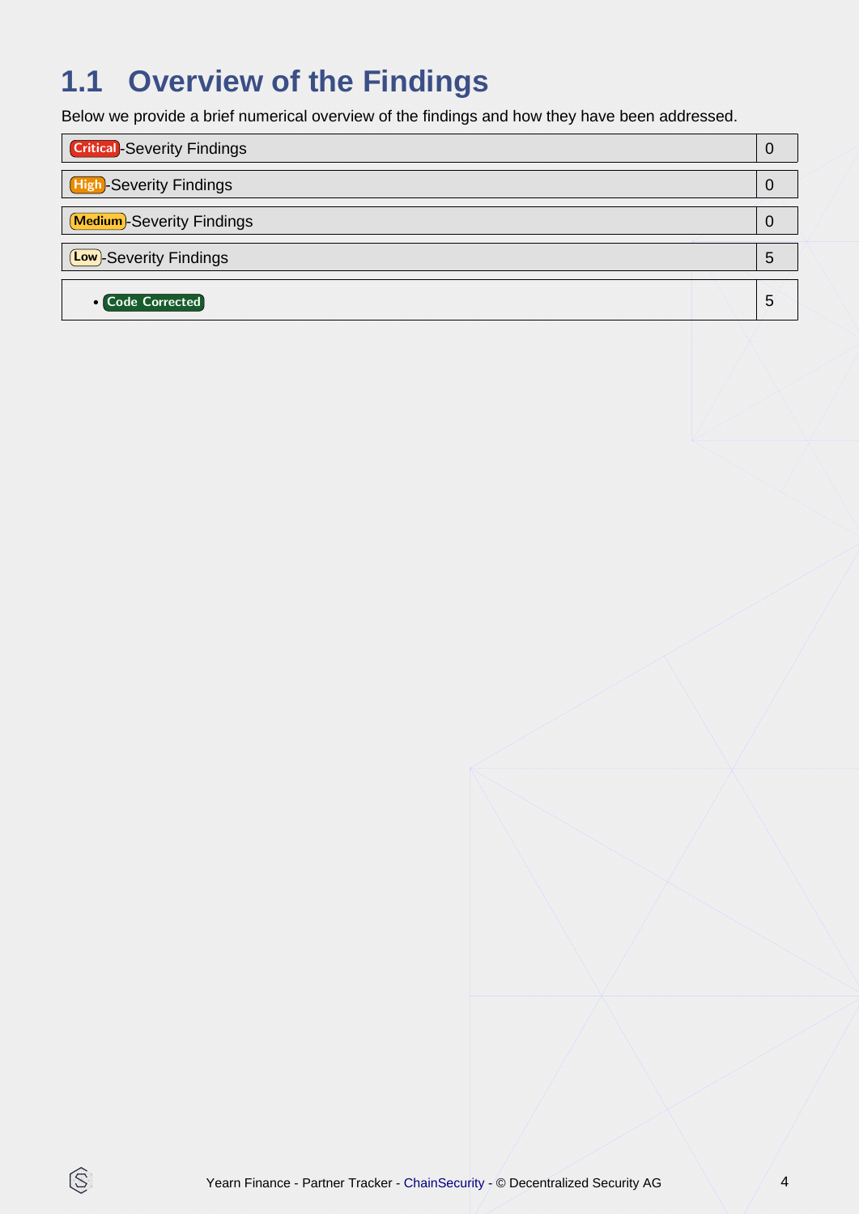## 1.1 Overview of the Findings

Below we provide a brief numerical overview of the findings and how they have been addressed.

| Critical-Severity Findings | 0 |
|---|---|
| High-Severity Findings | 0 |
| Medium-Severity Findings | 0 |
| Low-Severity Findings | 5 |
| • Code Corrected | 5 |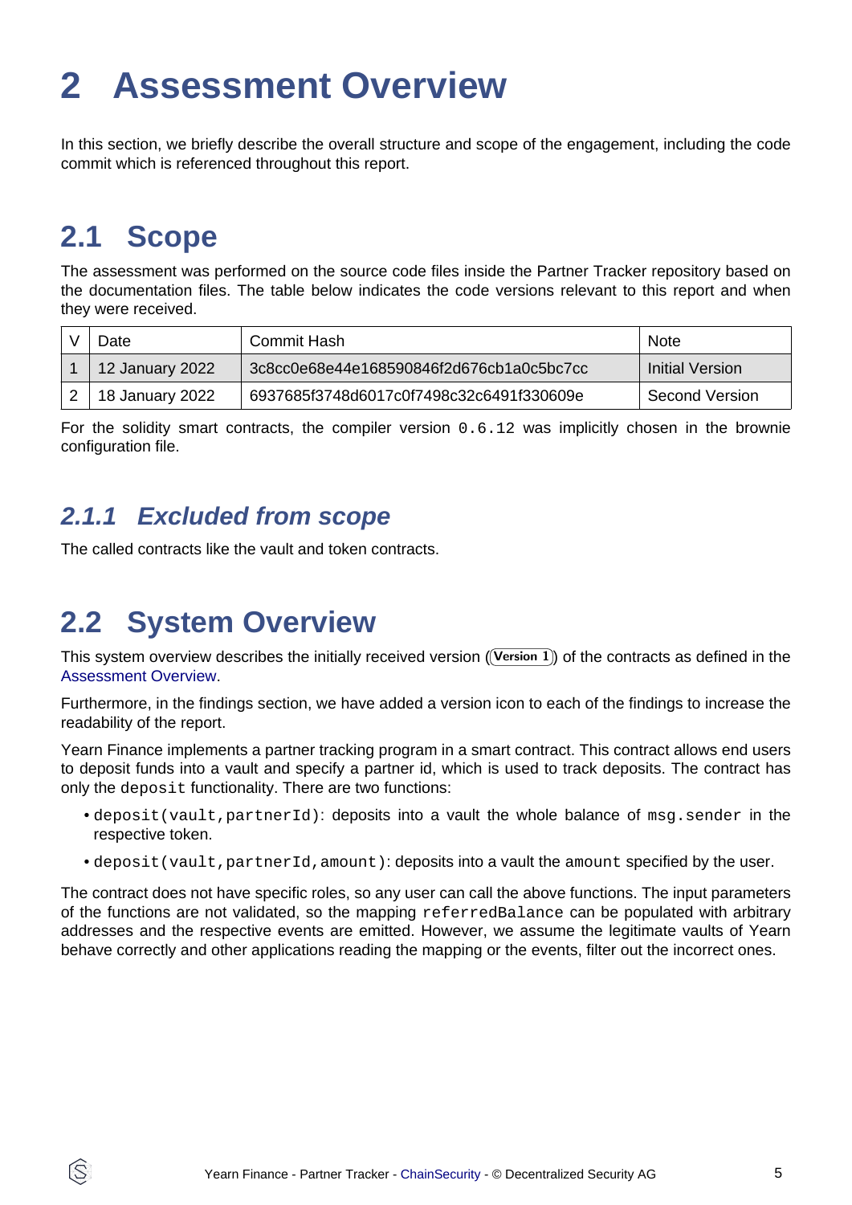# 2 Assessment Overview

In this section, we briefly describe the overall structure and scope of the engagement, including the code commit which is referenced throughout this report.

## 2.1 Scope

The assessment was performed on the source code files inside the Partner Tracker repository based on the documentation files. The table below indicates the code versions relevant to this report and when they were received.

| V | Date | Commit Hash | Note |
|---|---|---|---|
| 1 | 12 January 2022 | 3c8cc0e68e44e168590846f2d676cb1a0c5bc7cc | Initial Version |
| 2 | 18 January 2022 | 6937685f3748d6017c0f7498c32c6491f330609e | Second Version |

For the solidity smart contracts, the compiler version `0.6.12` was implicitly chosen in the brownie configuration file.

### *2.1.1 Excluded from scope*

The called contracts like the vault and token contracts.

## 2.2 System Overview

This system overview describes the initially received version (**Version 1**) of the contracts as defined in the Assessment Overview.

Furthermore, in the findings section, we have added a version icon to each of the findings to increase the readability of the report.

Yearn Finance implements a partner tracking program in a smart contract. This contract allows end users to deposit funds into a vault and specify a partner id, which is used to track deposits. The contract has only the `deposit` functionality. There are two functions:

- `deposit(vault,partnerId)`: deposits into a vault the whole balance of `msg.sender` in the respective token.
- `deposit(vault,partnerId,amount)`: deposits into a vault the `amount` specified by the user.

The contract does not have specific roles, so any user can call the above functions. The input parameters of the functions are not validated, so the mapping `referredBalance` can be populated with arbitrary addresses and the respective events are emitted. However, we assume the legitimate vaults of Yearn behave correctly and other applications reading the mapping or the events, filter out the incorrect ones.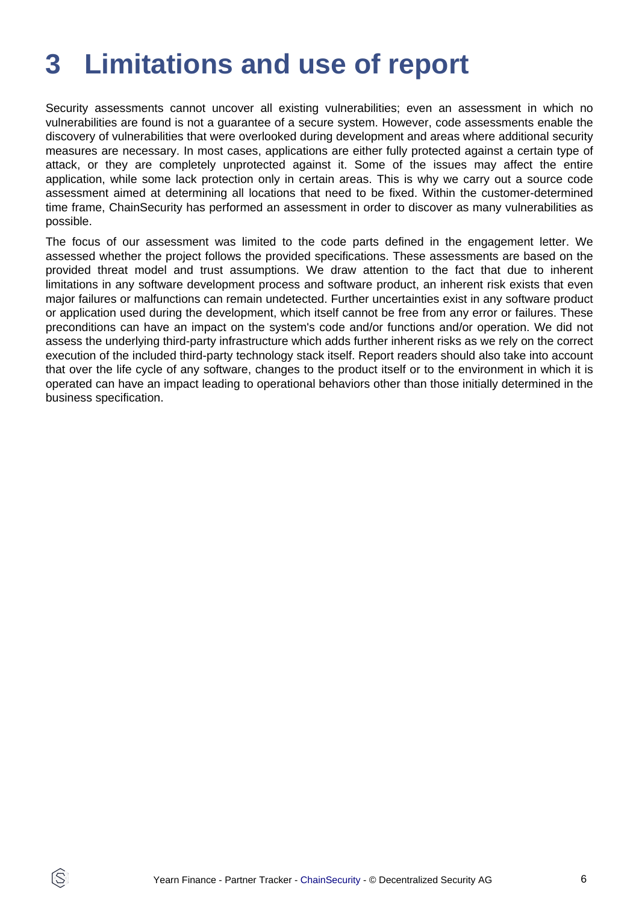# 3 Limitations and use of report

Security assessments cannot uncover all existing vulnerabilities; even an assessment in which no vulnerabilities are found is not a guarantee of a secure system. However, code assessments enable the discovery of vulnerabilities that were overlooked during development and areas where additional security measures are necessary. In most cases, applications are either fully protected against a certain type of attack, or they are completely unprotected against it. Some of the issues may affect the entire application, while some lack protection only in certain areas. This is why we carry out a source code assessment aimed at determining all locations that need to be fixed. Within the customer-determined time frame, ChainSecurity has performed an assessment in order to discover as many vulnerabilities as possible.

The focus of our assessment was limited to the code parts defined in the engagement letter. We assessed whether the project follows the provided specifications. These assessments are based on the provided threat model and trust assumptions. We draw attention to the fact that due to inherent limitations in any software development process and software product, an inherent risk exists that even major failures or malfunctions can remain undetected. Further uncertainties exist in any software product or application used during the development, which itself cannot be free from any error or failures. These preconditions can have an impact on the system's code and/or functions and/or operation. We did not assess the underlying third-party infrastructure which adds further inherent risks as we rely on the correct execution of the included third-party technology stack itself. Report readers should also take into account that over the life cycle of any software, changes to the product itself or to the environment in which it is operated can have an impact leading to operational behaviors other than those initially determined in the business specification.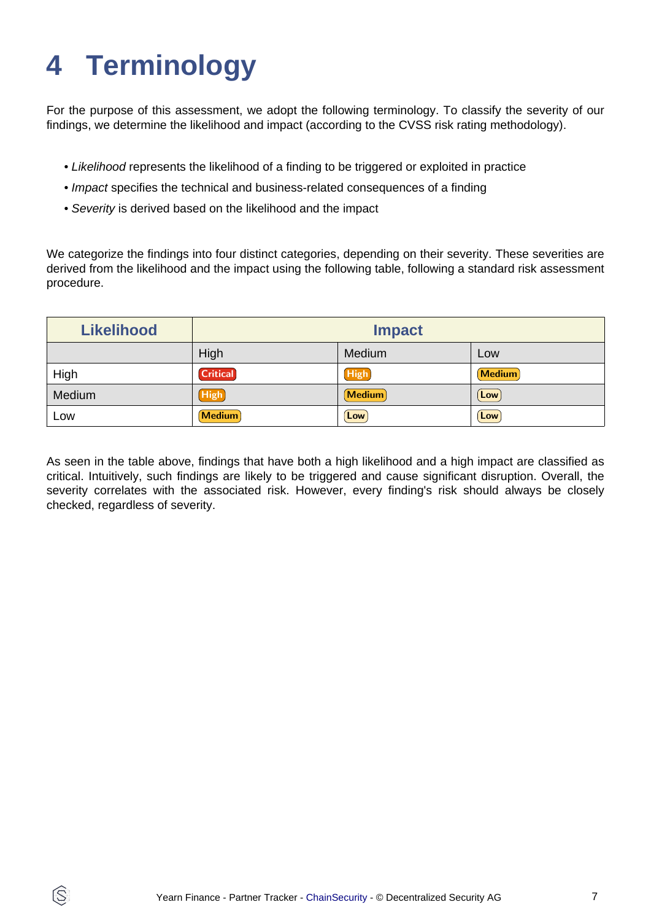# 4 Terminology

For the purpose of this assessment, we adopt the following terminology. To classify the severity of our findings, we determine the likelihood and impact (according to the CVSS risk rating methodology).

- *Likelihood* represents the likelihood of a finding to be triggered or exploited in practice
- *Impact* specifies the technical and business-related consequences of a finding
- *Severity* is derived based on the likelihood and the impact

We categorize the findings into four distinct categories, depending on their severity. These severities are derived from the likelihood and the impact using the following table, following a standard risk assessment procedure.

| Likelihood | Impact | | |
|---|---|---|---|
| | High | Medium | Low |
| High | Critical | High | Medium |
| Medium | High | Medium | Low |
| Low | Medium | Low | Low |

As seen in the table above, findings that have both a high likelihood and a high impact are classified as critical. Intuitively, such findings are likely to be triggered and cause significant disruption. Overall, the severity correlates with the associated risk. However, every finding's risk should always be closely checked, regardless of severity.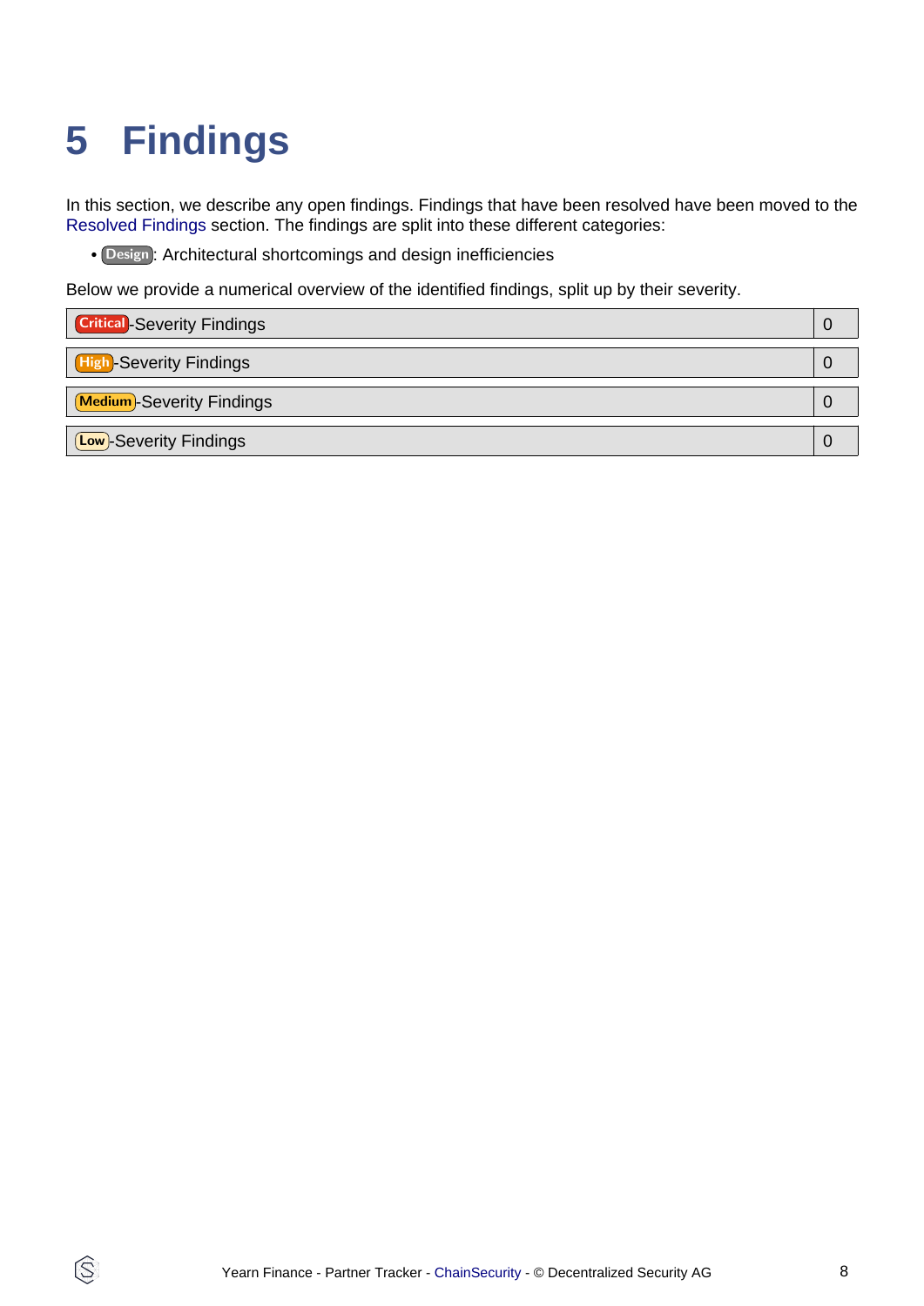# 5 Findings

In this section, we describe any open findings. Findings that have been resolved have been moved to the Resolved Findings section. The findings are split into these different categories:

- Design: Architectural shortcomings and design inefficiencies

Below we provide a numerical overview of the identified findings, split up by their severity.

| Severity | Count |
|---|---|
| Critical-Severity Findings | 0 |
| High-Severity Findings | 0 |
| Medium-Severity Findings | 0 |
| Low-Severity Findings | 0 |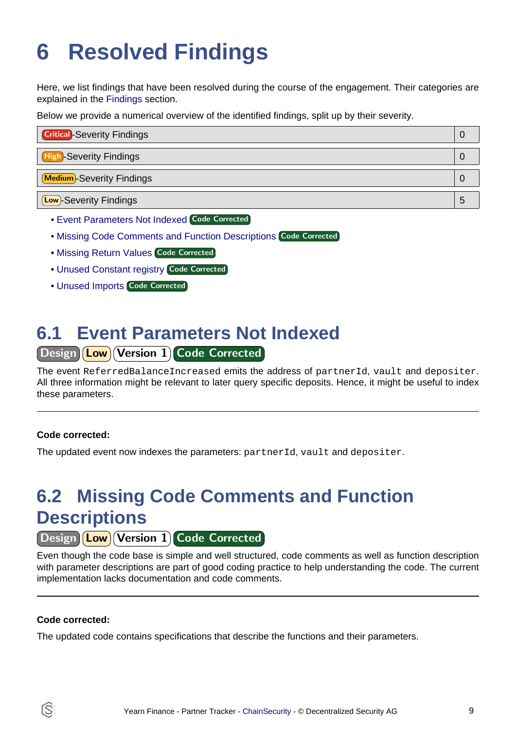# 6 Resolved Findings

Here, we list findings that have been resolved during the course of the engagement. Their categories are explained in the Findings section.

Below we provide a numerical overview of the identified findings, split up by their severity.

| Critical-Severity Findings | 0 |
|---|---|
| High-Severity Findings | 0 |
| Medium-Severity Findings | 0 |
| Low-Severity Findings | 5 |

- Event Parameters Not Indexed Code Corrected
- Missing Code Comments and Function Descriptions Code Corrected
- Missing Return Values Code Corrected
- Unused Constant registry Code Corrected
- Unused Imports Code Corrected

## 6.1 Event Parameters Not Indexed

Design Low Version 1 Code Corrected

The event `ReferredBalanceIncreased` emits the address of `partnerId`, `vault` and `depositer`. All three information might be relevant to later query specific deposits. Hence, it might be useful to index these parameters.

---

**Code corrected:**

The updated event now indexes the parameters: `partnerId`, `vault` and `depositer`.

## 6.2 Missing Code Comments and Function Descriptions

Design Low Version 1 Code Corrected

Even though the code base is simple and well structured, code comments as well as function description with parameter descriptions are part of good coding practice to help understanding the code. The current implementation lacks documentation and code comments.

---

**Code corrected:**

The updated code contains specifications that describe the functions and their parameters.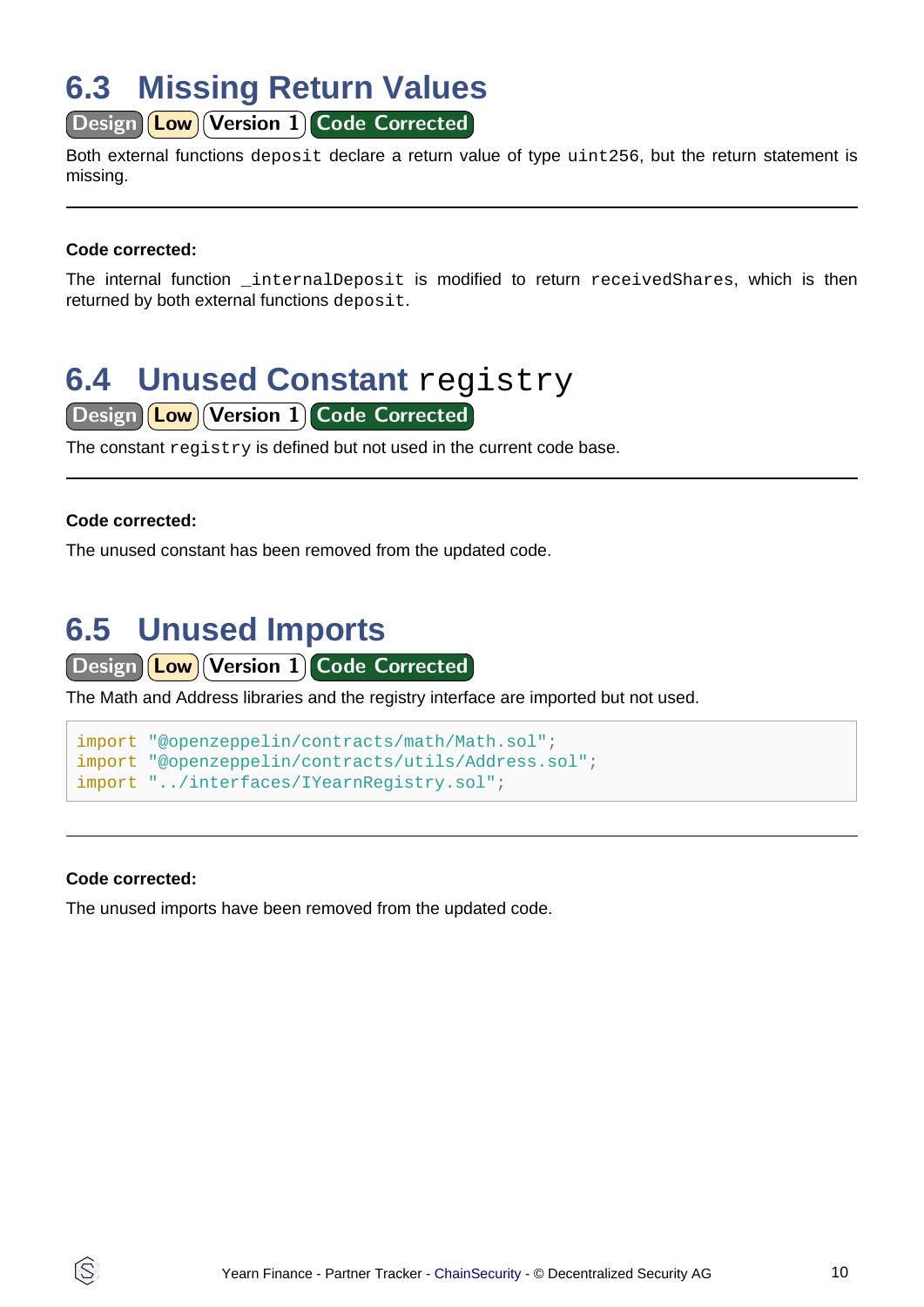## 6.3 Missing Return Values

Design | Low | Version 1 | Code Corrected

Both external functions `deposit` declare a return value of type `uint256`, but the return statement is missing.

---

**Code corrected:**

The internal function `_internalDeposit` is modified to return `receivedShares`, which is then returned by both external functions `deposit`.

## 6.4 Unused Constant `registry`

Design | Low | Version 1 | Code Corrected

The constant `registry` is defined but not used in the current code base.

---

**Code corrected:**

The unused constant has been removed from the updated code.

## 6.5 Unused Imports

Design | Low | Version 1 | Code Corrected

The Math and Address libraries and the registry interface are imported but not used.

```
import "@openzeppelin/contracts/math/Math.sol";
import "@openzeppelin/contracts/utils/Address.sol";
import "../interfaces/IYearnRegistry.sol";
```

---

**Code corrected:**

The unused imports have been removed from the updated code.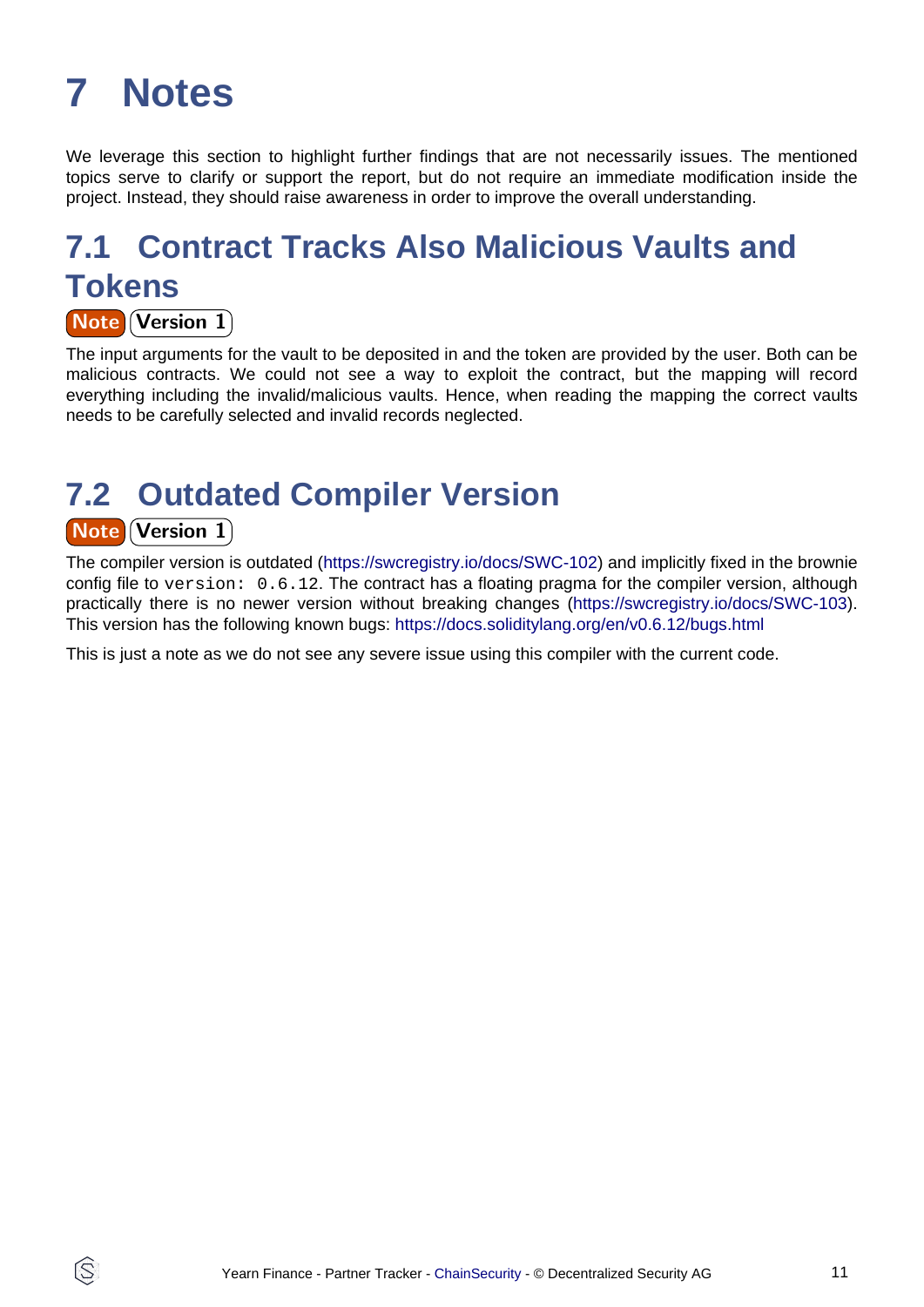# 7 Notes

We leverage this section to highlight further findings that are not necessarily issues. The mentioned topics serve to clarify or support the report, but do not require an immediate modification inside the project. Instead, they should raise awareness in order to improve the overall understanding.

## 7.1 Contract Tracks Also Malicious Vaults and Tokens

**Note** **Version 1**

The input arguments for the vault to be deposited in and the token are provided by the user. Both can be malicious contracts. We could not see a way to exploit the contract, but the mapping will record everything including the invalid/malicious vaults. Hence, when reading the mapping the correct vaults needs to be carefully selected and invalid records neglected.

## 7.2 Outdated Compiler Version

**Note** **Version 1**

The compiler version is outdated (https://swcregistry.io/docs/SWC-102) and implicitly fixed in the brownie config file to `version: 0.6.12`. The contract has a floating pragma for the compiler version, although practically there is no newer version without breaking changes (https://swcregistry.io/docs/SWC-103). This version has the following known bugs: https://docs.soliditylang.org/en/v0.6.12/bugs.html

This is just a note as we do not see any severe issue using this compiler with the current code.